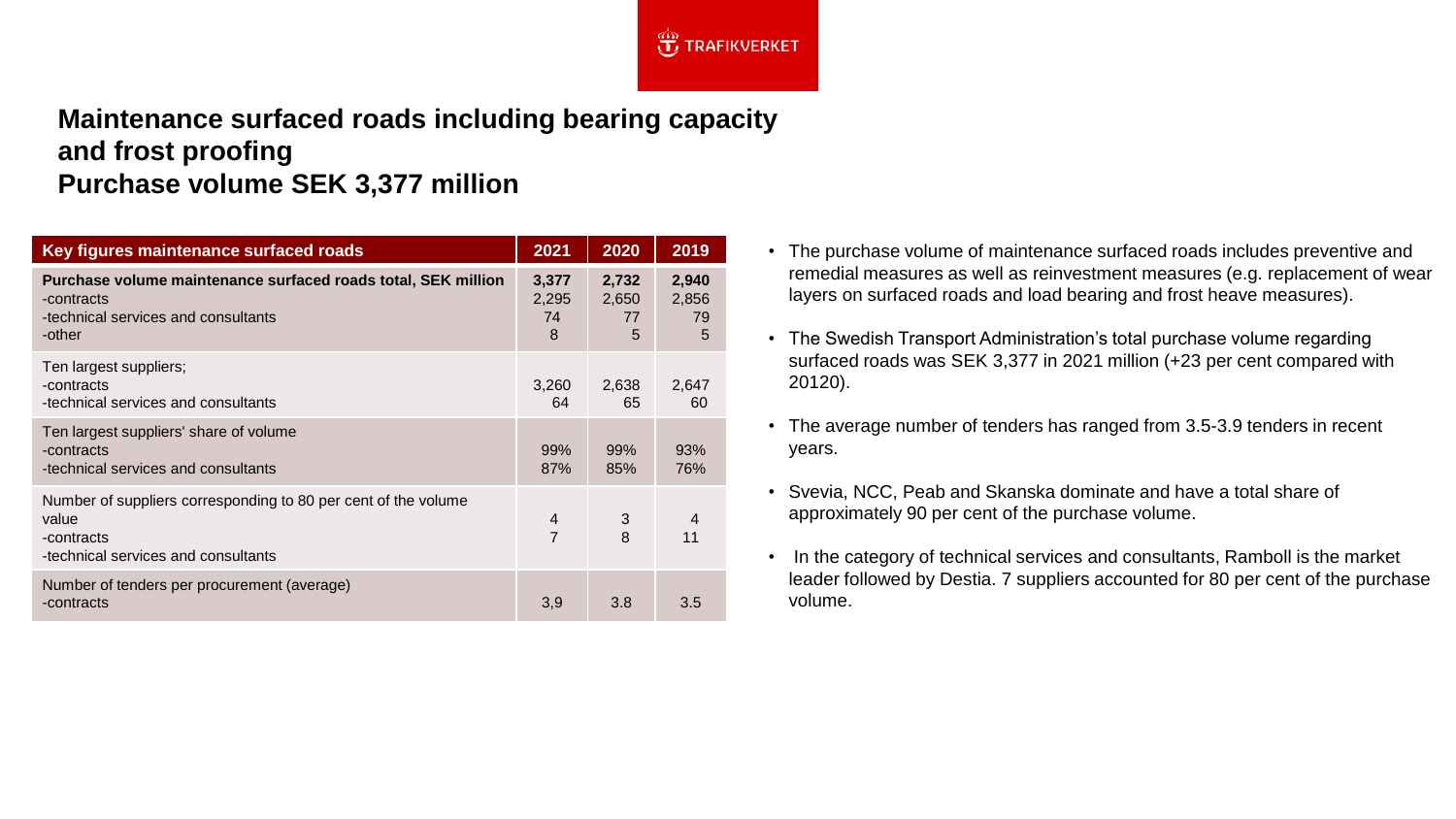## Maintenance surfaced roads including bearing capacity and frost proofing
## Purchase volume SEK 3,377 million

| Key figures maintenance surfaced roads | 2021 | 2020 | 2019 |
|---|---|---|---|
| **Purchase volume maintenance surfaced roads total, SEK million** | **3,377** | **2,732** | **2,940** |
| -contracts | 2,295 | 2,650 | 2,856 |
| -technical services and consultants | 74 | 77 | 79 |
| -other | 8 | 5 | 5 |
| Ten largest suppliers; | | | |
| -contracts | 3,260 | 2,638 | 2,647 |
| -technical services and consultants | 64 | 65 | 60 |
| Ten largest suppliers' share of volume | | | |
| -contracts | 99% | 99% | 93% |
| -technical services and consultants | 87% | 85% | 76% |
| Number of suppliers corresponding to 80 per cent of the volume value | | | |
| -contracts | 4 | 3 | 4 |
| -technical services and consultants | 7 | 8 | 11 |
| Number of tenders per procurement (average) | | | |
| -contracts | 3,9 | 3.8 | 3.5 |

- The purchase volume of maintenance surfaced roads includes preventive and remedial measures as well as reinvestment measures (e.g. replacement of wear layers on surfaced roads and load bearing and frost heave measures).
- The Swedish Transport Administration's total purchase volume regarding surfaced roads was SEK 3,377 in 2021 million (+23 per cent compared with 20120).
- The average number of tenders has ranged from 3.5-3.9 tenders in recent years.
- Svevia, NCC, Peab and Skanska dominate and have a total share of approximately 90 per cent of the purchase volume.
- In the category of technical services and consultants, Ramboll is the market leader followed by Destia. 7 suppliers accounted for 80 per cent of the purchase volume.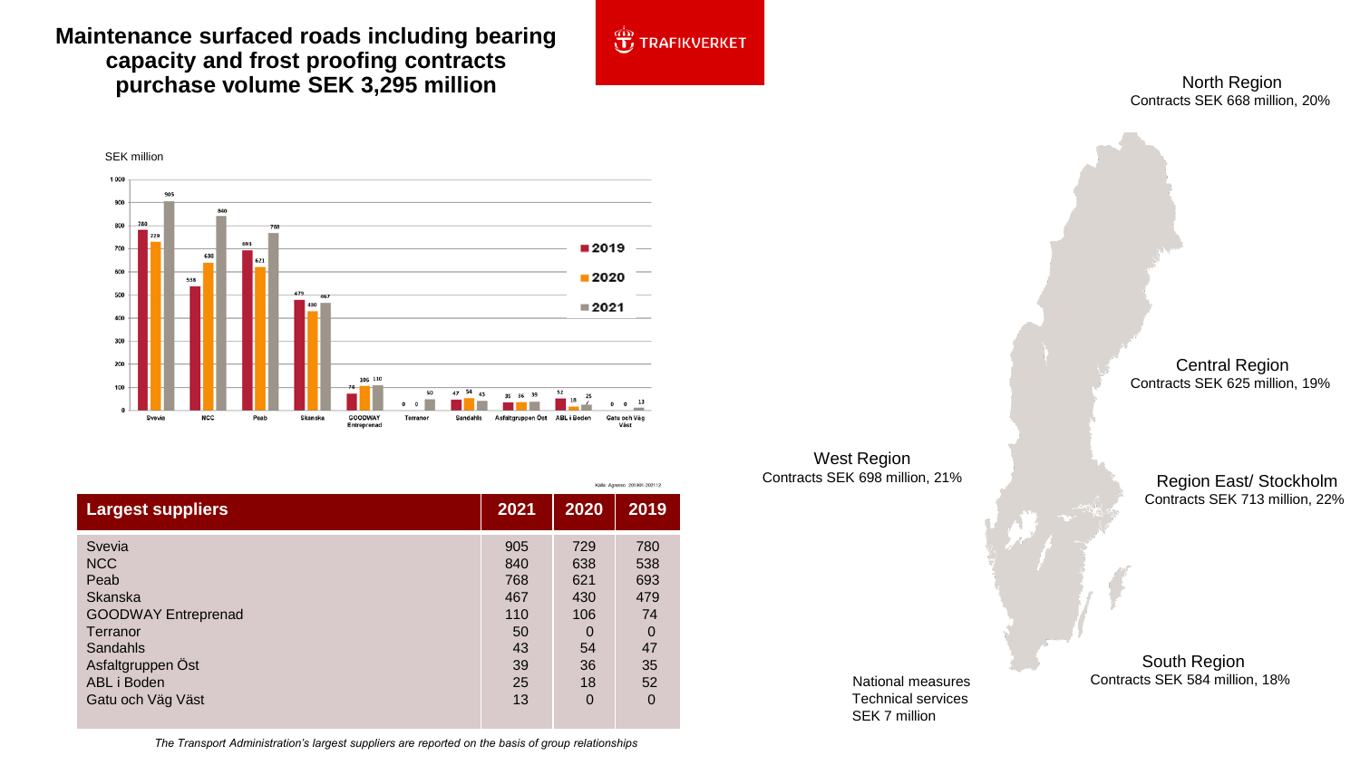# Maintenance surfaced roads including bearing capacity and frost proofing contracts purchase volume SEK 3,295 million

TRAFIKVERKET

SEK million

| | 2019 | 2020 | 2021 |
|---|---|---|---|
| Svevia | 780 | 729 | 905 |
| NCC | 538 | 638 | 840 |
| Peab | 693 | 621 | 768 |
| Skanska | 479 | 430 | 467 |
| GOODWAY Entreprenad | 74 | 106 | 110 |
| Terranor | 0 | 0 | 50 |
| Sandahls | 47 | 54 | 43 |
| Asfaltgruppen Öst | 35 | 36 | 39 |
| ABL i Boden | 52 | 18 | 25 |
| Gatu och Väg Väst | 0 | 0 | 13 |

Källa: Agresso: 201901-202112

| Largest suppliers | 2021 | 2020 | 2019 |
|---|---|---|---|
| Svevia | 905 | 729 | 780 |
| NCC | 840 | 638 | 538 |
| Peab | 768 | 621 | 693 |
| Skanska | 467 | 430 | 479 |
| GOODWAY Entreprenad | 110 | 106 | 74 |
| Terranor | 50 | 0 | 0 |
| Sandahls | 43 | 54 | 47 |
| Asfaltgruppen Öst | 39 | 36 | 35 |
| ABL i Boden | 25 | 18 | 52 |
| Gatu och Väg Väst | 13 | 0 | 0 |

*The Transport Administration's largest suppliers are reported on the basis of group relationships*

North Region
Contracts SEK 668 million, 20%

Central Region
Contracts SEK 625 million, 19%

West Region
Contracts SEK 698 million, 21%

Region East/ Stockholm
Contracts SEK 713 million, 22%

South Region
Contracts SEK 584 million, 18%

National measures
Technical services
SEK 7 million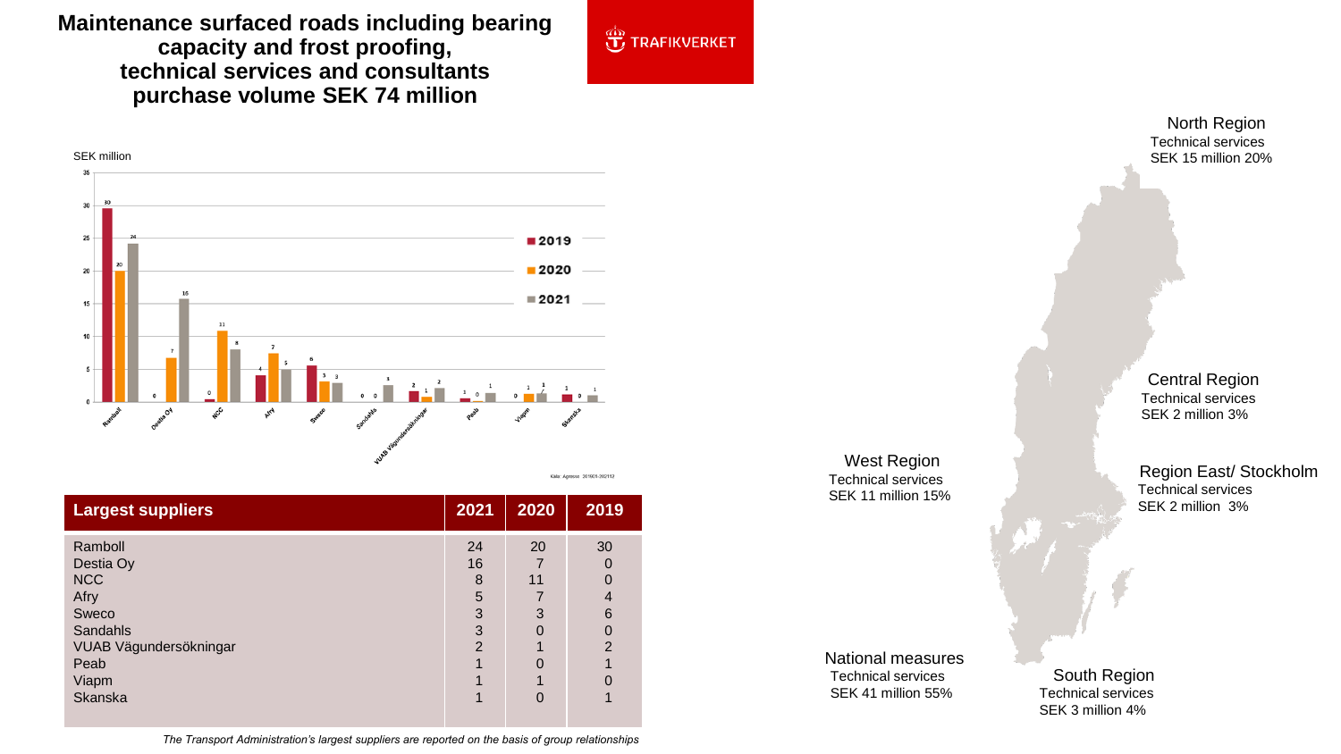# Maintenance surfaced roads including bearing capacity and frost proofing, technical services and consultants purchase volume SEK 74 million

TRAFIKVERKET

SEK million

| Supplier | 2019 | 2020 | 2021 |
|---|---|---|---|
| Ramboll | 30 | 20 | 24 |
| Destia Oy | 0 | 7 | 16 |
| NCC | 0 | 11 | 8 |
| Afry | 4 | 7 | 5 |
| Sweco | 6 | 3 | 3 |
| Sandahls | 0 | 0 | 3 |
| VUAB Vägundersökningar | 2 | 1 | 2 |
| Peab | 1 | 0 | 1 |
| Viapm | 0 | 1 | 1 |
| Skanska | 1 | 0 | 1 |

Källa: Agresso 201901-202112

| Largest suppliers | 2021 | 2020 | 2019 |
|---|---|---|---|
| Ramboll | 24 | 20 | 30 |
| Destia Oy | 16 | 7 | 0 |
| NCC | 8 | 11 | 0 |
| Afry | 5 | 7 | 4 |
| Sweco | 3 | 3 | 6 |
| Sandahls | 3 | 0 | 0 |
| VUAB Vägundersökningar | 2 | 1 | 2 |
| Peab | 1 | 0 | 1 |
| Viapm | 1 | 1 | 0 |
| Skanska | 1 | 0 | 1 |

*The Transport Administration's largest suppliers are reported on the basis of group relationships*

**North Region**
Technical services
SEK 15 million 20%

**Central Region**
Technical services
SEK 2 million 3%

**Region East/ Stockholm**
Technical services
SEK 2 million 3%

**West Region**
Technical services
SEK 11 million 15%

**National measures**
Technical services
SEK 41 million 55%

**South Region**
Technical services
SEK 3 million 4%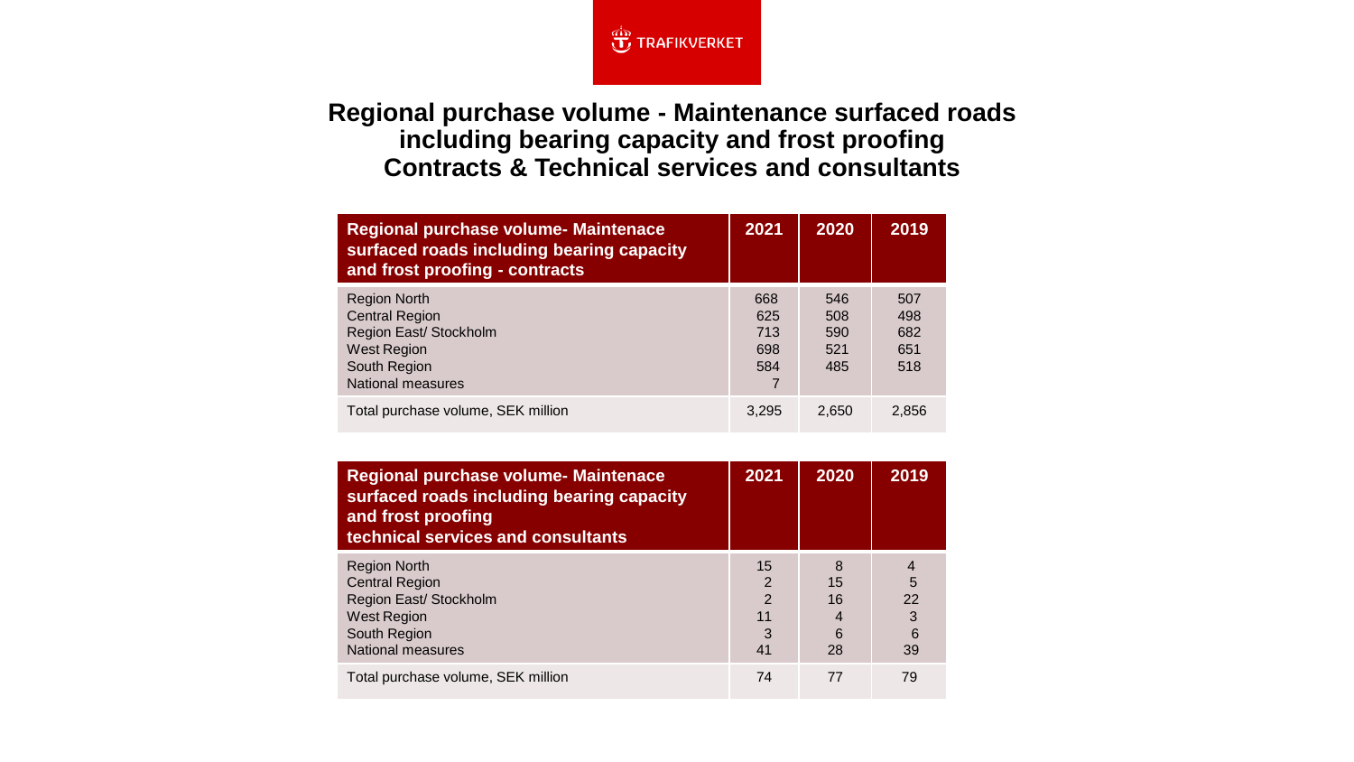TRAFIKVERKET

# Regional purchase volume - Maintenance surfaced roads including bearing capacity and frost proofing Contracts & Technical services and consultants

| Regional purchase volume- Maintenace surfaced roads including bearing capacity and frost proofing - contracts | 2021 | 2020 | 2019 |
|---|---|---|---|
| Region North | 668 | 546 | 507 |
| Central Region | 625 | 508 | 498 |
| Region East/ Stockholm | 713 | 590 | 682 |
| West Region | 698 | 521 | 651 |
| South Region | 584 | 485 | 518 |
| National measures | 7 | | |
| Total purchase volume, SEK million | 3,295 | 2,650 | 2,856 |

| Regional purchase volume- Maintenace surfaced roads including bearing capacity and frost proofing technical services and consultants | 2021 | 2020 | 2019 |
|---|---|---|---|
| Region North | 15 | 8 | 4 |
| Central Region | 2 | 15 | 5 |
| Region East/ Stockholm | 2 | 16 | 22 |
| West Region | 11 | 4 | 3 |
| South Region | 3 | 6 | 6 |
| National measures | 41 | 28 | 39 |
| Total purchase volume, SEK million | 74 | 77 | 79 |